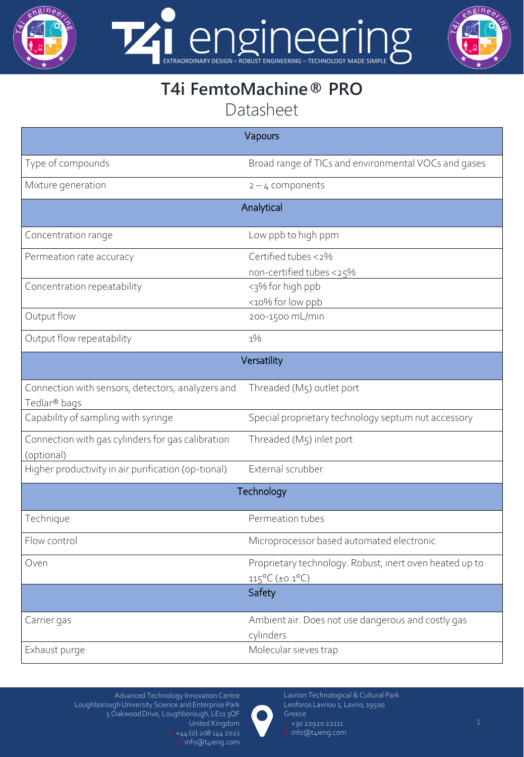# T4i FemtoMachine® PRO

## Datasheet

| Vapours | |
|---|---|
| Type of compounds | Broad range of TICs and environmental VOCs and gases |
| Mixture generation | 2 – 4 components |
| **Analytical** | |
| Concentration range | Low ppb to high ppm |
| Permeation rate accuracy | Certified tubes <2%<br>non-certified tubes <25% |
| Concentration repeatability | <3% for high ppb<br><10% for low ppb |
| Output flow | 200-1500 mL/min |
| Output flow repeatability | 1% |
| **Versatility** | |
| Connection with sensors, detectors, analyzers and Tedlar® bags | Threaded (M5) outlet port |
| Capability of sampling with syringe | Special proprietary technology septum nut accessory |
| Connection with gas cylinders for gas calibration (optional) | Threaded (M5) inlet port |
| Higher productivity in air purification (op-tional) | External scrubber |
| **Technology** | |
| Technique | Permeation tubes |
| Flow control | Microprocessor based automated electronic |
| Oven | Proprietary technology. Robust, inert oven heated up to 115°C (±0.1°C) |
| **Safety** | |
| Carrier gas | Ambient air. Does not use dangerous and costly gas cylinders |
| Exhaust purge | Molecular sieves trap |

Advanced Technology Innovation Centre
Loughborough University Science and Enterprise Park
5 Oakwood Drive, Loughborough, LE11 3QF
United Kingdom
T: +44 (0) 208 144 2021
E: info@t4ieng.com

Lavrion Technological & Cultural Park
Leoforos Lavriou 1, Lavrio, 19500
Greece
T: +30 22920 22111
E: info@t4ieng.com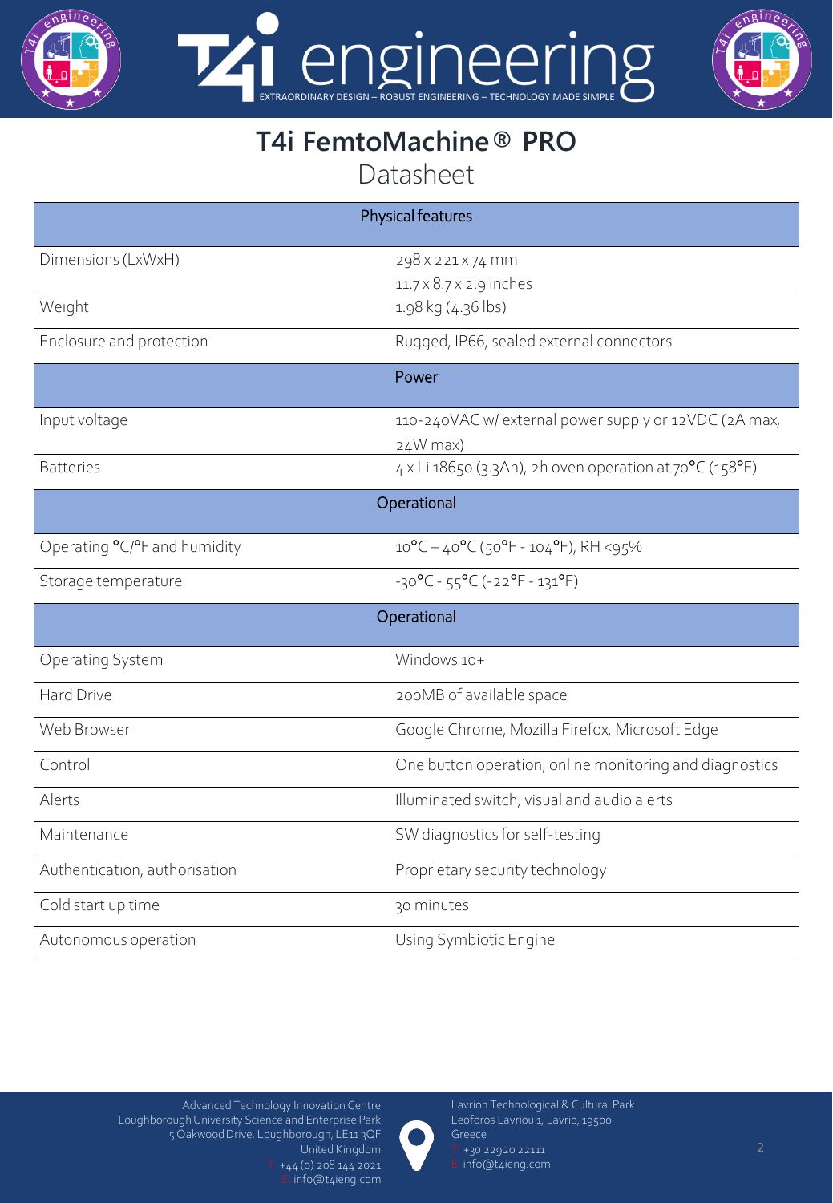# T4i FemtoMachine® PRO

## Datasheet

| Physical features | |
|---|---|
| Dimensions (LxWxH) | 298 x 221 x 74 mm<br>11.7 x 8.7 x 2.9 inches |
| Weight | 1.98 kg (4.36 lbs) |
| Enclosure and protection | Rugged, IP66, sealed external connectors |
| **Power** | |
| Input voltage | 110-240VAC w/ external power supply or 12VDC (2A max, 24W max) |
| Batteries | 4 x Li 18650 (3.3Ah), 2h oven operation at 70°C (158°F) |
| **Operational** | |
| Operating °C/°F and humidity | 10°C – 40°C (50°F - 104°F), RH <95% |
| Storage temperature | -30°C - 55°C (-22°F - 131°F) |
| **Operational** | |
| Operating System | Windows 10+ |
| Hard Drive | 200MB of available space |
| Web Browser | Google Chrome, Mozilla Firefox, Microsoft Edge |
| Control | One button operation, online monitoring and diagnostics |
| Alerts | Illuminated switch, visual and audio alerts |
| Maintenance | SW diagnostics for self-testing |
| Authentication, authorisation | Proprietary security technology |
| Cold start up time | 30 minutes |
| Autonomous operation | Using Symbiotic Engine |

Advanced Technology Innovation Centre
Loughborough University Science and Enterprise Park
5 Oakwood Drive, Loughborough, LE11 3QF
United Kingdom
T. +44 (0) 208 144 2021
E. info@t4ieng.com

Lavrion Technological & Cultural Park
Leoforos Lavriou 1, Lavrio, 19500
Greece
T. +30 22920 22111
E. info@t4ieng.com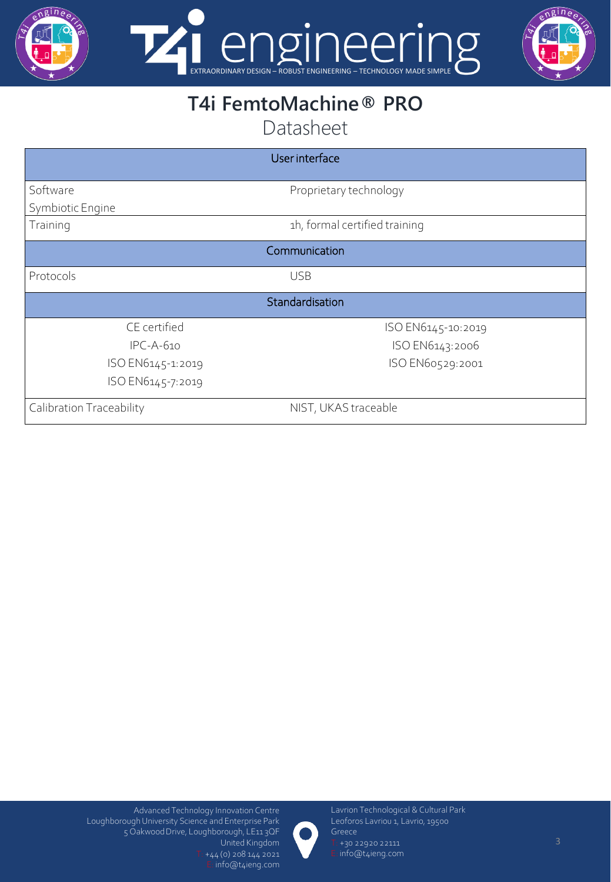# T4i FemtoMachine® PRO

Datasheet

| User interface | |
|---|---|
| Software<br>Symbiotic Engine | Proprietary technology |
| Training | 1h, formal certified training |
| **Communication** | |
| Protocols | USB |
| **Standardisation** | |
| CE certified<br>IPC-A-610<br>ISO EN6145-1:2019<br>ISO EN6145-7:2019 | ISO EN6145-10:2019<br>ISO EN6143:2006<br>ISO EN60529:2001 |
| Calibration Traceability | NIST, UKAS traceable |

Advanced Technology Innovation Centre
Loughborough University Science and Enterprise Park
5 Oakwood Drive, Loughborough, LE11 3QF
United Kingdom
T: +44 (0) 208 144 2021
E: info@t4ieng.com

Lavrion Technological & Cultural Park
Leoforos Lavriou 1, Lavrio, 19500
Greece
T: +30 22920 22111
E: info@t4ieng.com